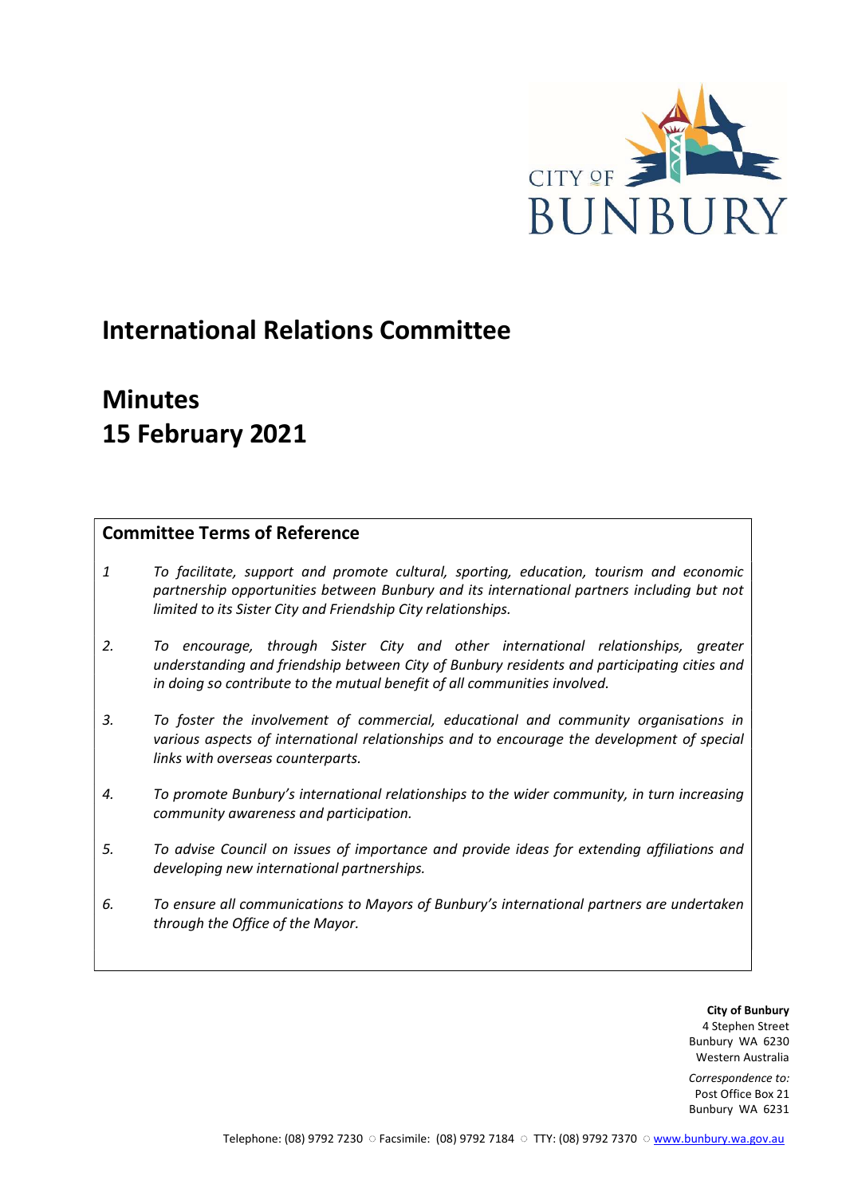CITY OF BUNBURY

# International Relations Committee

# Minutes
# 15 February 2021

## Committee Terms of Reference

*1* *To facilitate, support and promote cultural, sporting, education, tourism and economic partnership opportunities between Bunbury and its international partners including but not limited to its Sister City and Friendship City relationships.*

*2.* *To encourage, through Sister City and other international relationships, greater understanding and friendship between City of Bunbury residents and participating cities and in doing so contribute to the mutual benefit of all communities involved.*

*3.* *To foster the involvement of commercial, educational and community organisations in various aspects of international relationships and to encourage the development of special links with overseas counterparts.*

*4.* *To promote Bunbury's international relationships to the wider community, in turn increasing community awareness and participation.*

*5.* *To advise Council on issues of importance and provide ideas for extending affiliations and developing new international partnerships.*

*6.* *To ensure all communications to Mayors of Bunbury's international partners are undertaken through the Office of the Mayor.*

**City of Bunbury**
4 Stephen Street
Bunbury WA 6230
Western Australia

*Correspondence to:*
Post Office Box 21
Bunbury WA 6231

Telephone: (08) 9792 7230 ○ Facsimile: (08) 9792 7184 ○ TTY: (08) 9792 7370 ○ www.bunbury.wa.gov.au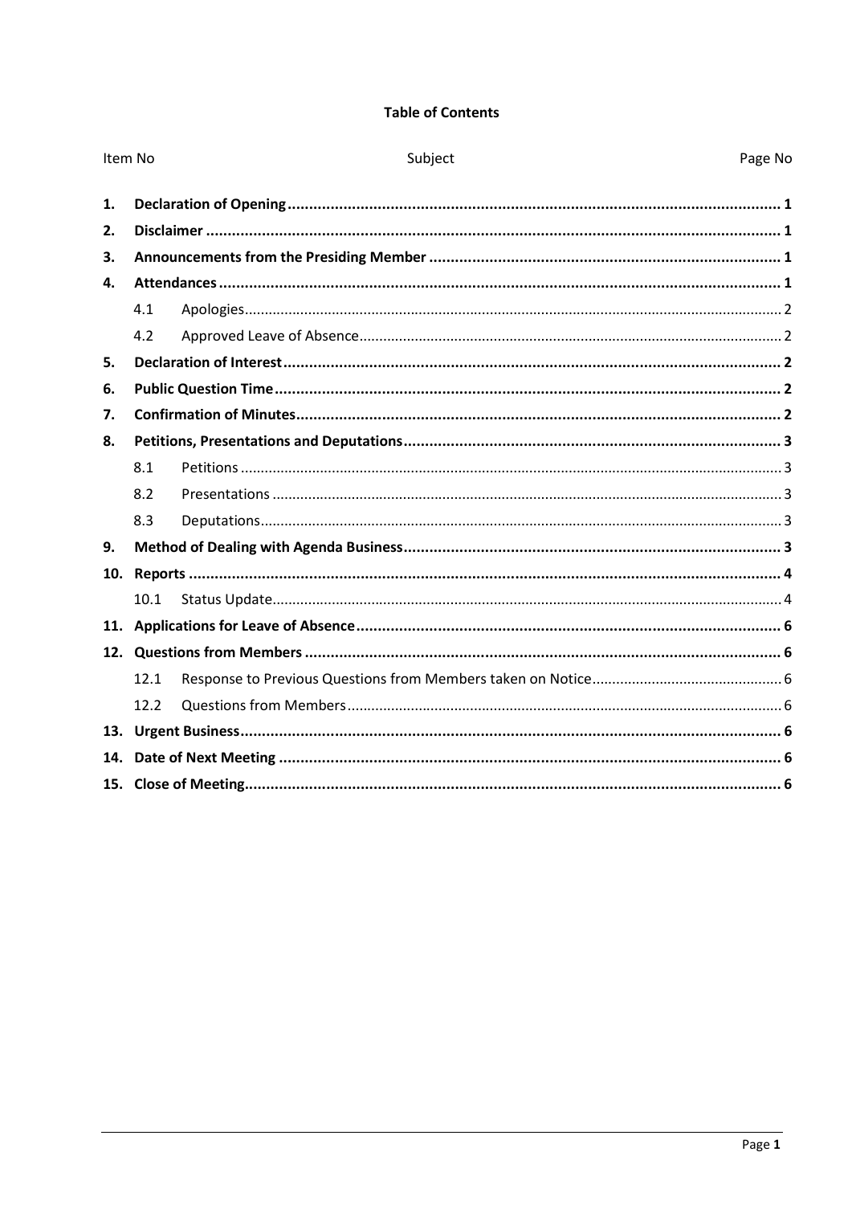**Table of Contents**

| Item No | | Subject | Page No |
|---|---|---|---|
| **1.** | **Declaration of Opening** | | **1** |
| **2.** | **Disclaimer** | | **1** |
| **3.** | **Announcements from the Presiding Member** | | **1** |
| **4.** | **Attendances** | | **1** |
| | 4.1 | Apologies | 2 |
| | 4.2 | Approved Leave of Absence | 2 |
| **5.** | **Declaration of Interest** | | **2** |
| **6.** | **Public Question Time** | | **2** |
| **7.** | **Confirmation of Minutes** | | **2** |
| **8.** | **Petitions, Presentations and Deputations** | | **3** |
| | 8.1 | Petitions | 3 |
| | 8.2 | Presentations | 3 |
| | 8.3 | Deputations | 3 |
| **9.** | **Method of Dealing with Agenda Business** | | **3** |
| **10.** | **Reports** | | **4** |
| | 10.1 | Status Update | 4 |
| **11.** | **Applications for Leave of Absence** | | **6** |
| **12.** | **Questions from Members** | | **6** |
| | 12.1 | Response to Previous Questions from Members taken on Notice | 6 |
| | 12.2 | Questions from Members | 6 |
| **13.** | **Urgent Business** | | **6** |
| **14.** | **Date of Next Meeting** | | **6** |
| **15.** | **Close of Meeting** | | **6** |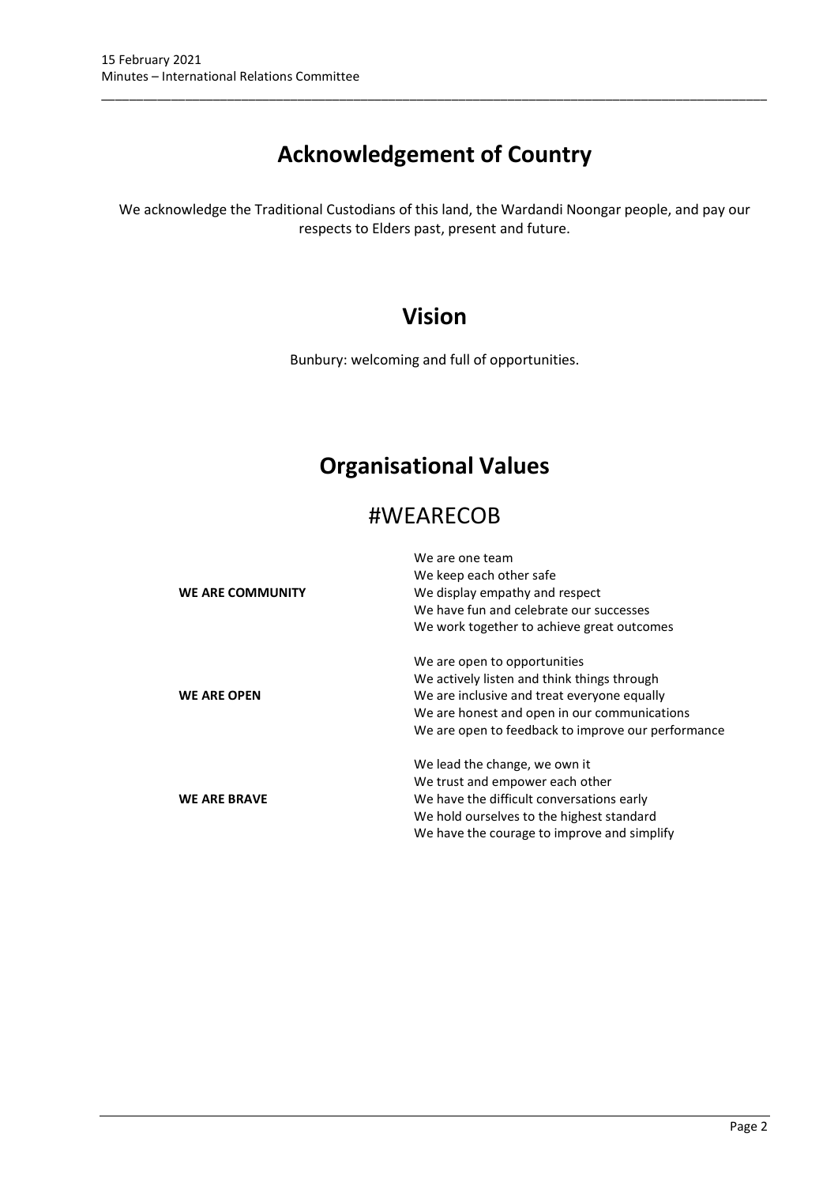# Acknowledgement of Country

We acknowledge the Traditional Custodians of this land, the Wardandi Noongar people, and pay our respects to Elders past, present and future.

# Vision

Bunbury: welcoming and full of opportunities.

# Organisational Values

## #WEARECOB

| | |
|---|---|
| **WE ARE COMMUNITY** | We are one team<br>We keep each other safe<br>We display empathy and respect<br>We have fun and celebrate our successes<br>We work together to achieve great outcomes |
| **WE ARE OPEN** | We are open to opportunities<br>We actively listen and think things through<br>We are inclusive and treat everyone equally<br>We are honest and open in our communications<br>We are open to feedback to improve our performance |
| **WE ARE BRAVE** | We lead the change, we own it<br>We trust and empower each other<br>We have the difficult conversations early<br>We hold ourselves to the highest standard<br>We have the courage to improve and simplify |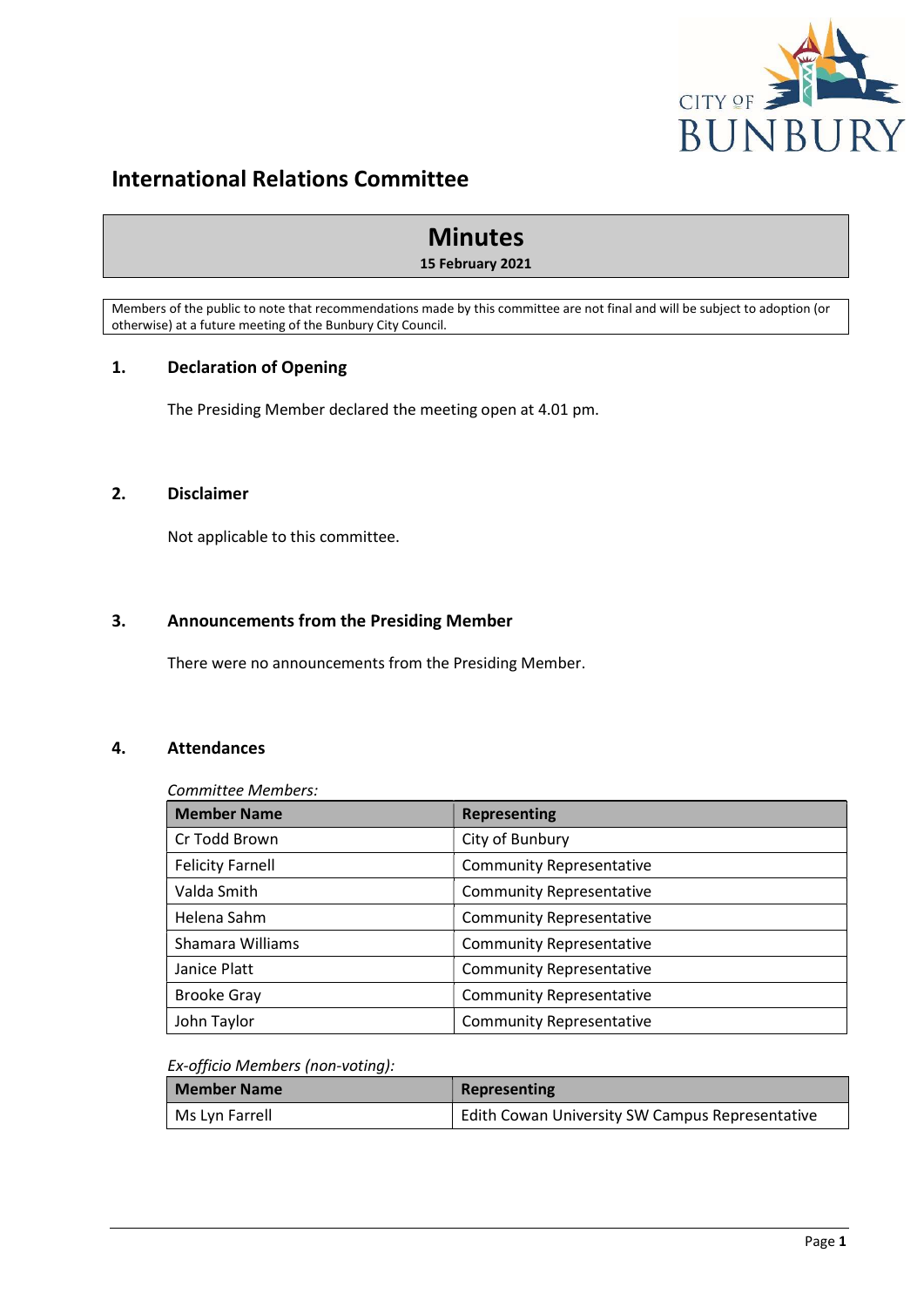# International Relations Committee

## Minutes

**15 February 2021**

Members of the public to note that recommendations made by this committee are not final and will be subject to adoption (or otherwise) at a future meeting of the Bunbury City Council.

## 1. Declaration of Opening

The Presiding Member declared the meeting open at 4.01 pm.

## 2. Disclaimer

Not applicable to this committee.

## 3. Announcements from the Presiding Member

There were no announcements from the Presiding Member.

## 4. Attendances

*Committee Members:*

| Member Name | Representing |
|---|---|
| Cr Todd Brown | City of Bunbury |
| Felicity Farnell | Community Representative |
| Valda Smith | Community Representative |
| Helena Sahm | Community Representative |
| Shamara Williams | Community Representative |
| Janice Platt | Community Representative |
| Brooke Gray | Community Representative |
| John Taylor | Community Representative |

*Ex-officio Members (non-voting):*

| Member Name | Representing |
|---|---|
| Ms Lyn Farrell | Edith Cowan University SW Campus Representative |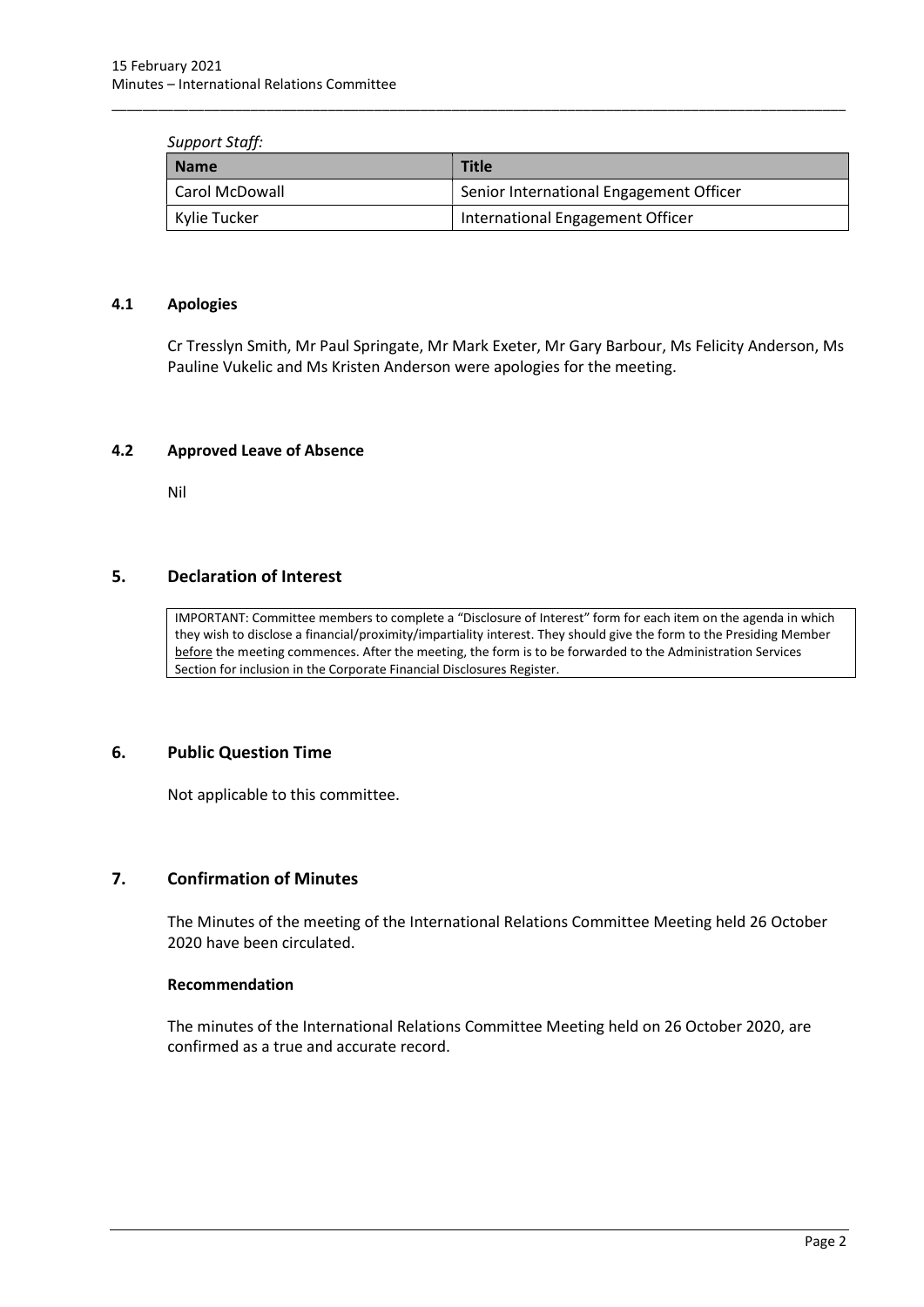*Support Staff:*

| Name | Title |
|---|---|
| Carol McDowall | Senior International Engagement Officer |
| Kylie Tucker | International Engagement Officer |

### 4.1 Apologies

Cr Tresslyn Smith, Mr Paul Springate, Mr Mark Exeter, Mr Gary Barbour, Ms Felicity Anderson, Ms Pauline Vukelic and Ms Kristen Anderson were apologies for the meeting.

### 4.2 Approved Leave of Absence

Nil

## 5. Declaration of Interest

IMPORTANT: Committee members to complete a "Disclosure of Interest" form for each item on the agenda in which they wish to disclose a financial/proximity/impartiality interest. They should give the form to the Presiding Member <u>before</u> the meeting commences. After the meeting, the form is to be forwarded to the Administration Services Section for inclusion in the Corporate Financial Disclosures Register.

## 6. Public Question Time

Not applicable to this committee.

## 7. Confirmation of Minutes

The Minutes of the meeting of the International Relations Committee Meeting held 26 October 2020 have been circulated.

**Recommendation**

The minutes of the International Relations Committee Meeting held on 26 October 2020, are confirmed as a true and accurate record.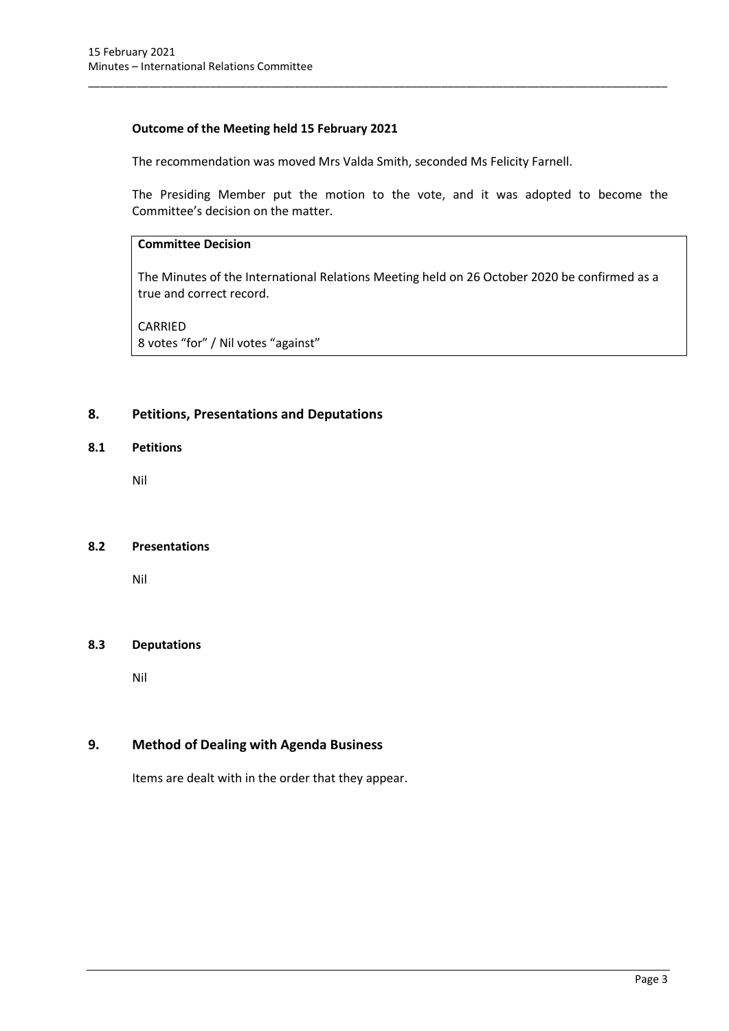**Outcome of the Meeting held 15 February 2021**

The recommendation was moved Mrs Valda Smith, seconded Ms Felicity Farnell.

The Presiding Member put the motion to the vote, and it was adopted to become the Committee's decision on the matter.

| **Committee Decision** |
| --- |
| The Minutes of the International Relations Meeting held on 26 October 2020 be confirmed as a true and correct record.<br><br>CARRIED<br>8 votes "for" / Nil votes "against" |

## 8. Petitions, Presentations and Deputations

### 8.1 Petitions

Nil

### 8.2 Presentations

Nil

### 8.3 Deputations

Nil

## 9. Method of Dealing with Agenda Business

Items are dealt with in the order that they appear.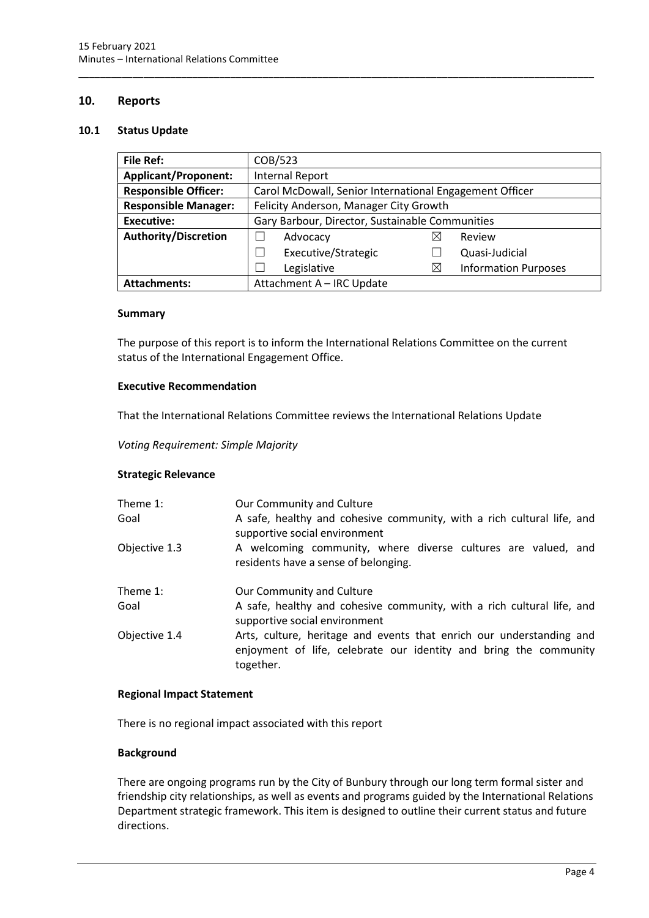## 10. Reports

### 10.1 Status Update

| File Ref: | COB/523 |
|---|---|
| **Applicant/Proponent:** | Internal Report |
| **Responsible Officer:** | Carol McDowall, Senior International Engagement Officer |
| **Responsible Manager:** | Felicity Anderson, Manager City Growth |
| **Executive:** | Gary Barbour, Director, Sustainable Communities |
| **Authority/Discretion** | ☐ Advocacy ☒ Review<br>☐ Executive/Strategic ☐ Quasi-Judicial<br>☐ Legislative ☒ Information Purposes |
| **Attachments:** | Attachment A – IRC Update |

**Summary**

The purpose of this report is to inform the International Relations Committee on the current status of the International Engagement Office.

**Executive Recommendation**

That the International Relations Committee reviews the International Relations Update

*Voting Requirement: Simple Majority*

**Strategic Relevance**

| | |
|---|---|
| Theme 1: | Our Community and Culture |
| Goal | A safe, healthy and cohesive community, with a rich cultural life, and supportive social environment |
| Objective 1.3 | A welcoming community, where diverse cultures are valued, and residents have a sense of belonging. |
| Theme 1: | Our Community and Culture |
| Goal | A safe, healthy and cohesive community, with a rich cultural life, and supportive social environment |
| Objective 1.4 | Arts, culture, heritage and events that enrich our understanding and enjoyment of life, celebrate our identity and bring the community together. |

**Regional Impact Statement**

There is no regional impact associated with this report

**Background**

There are ongoing programs run by the City of Bunbury through our long term formal sister and friendship city relationships, as well as events and programs guided by the International Relations Department strategic framework. This item is designed to outline their current status and future directions.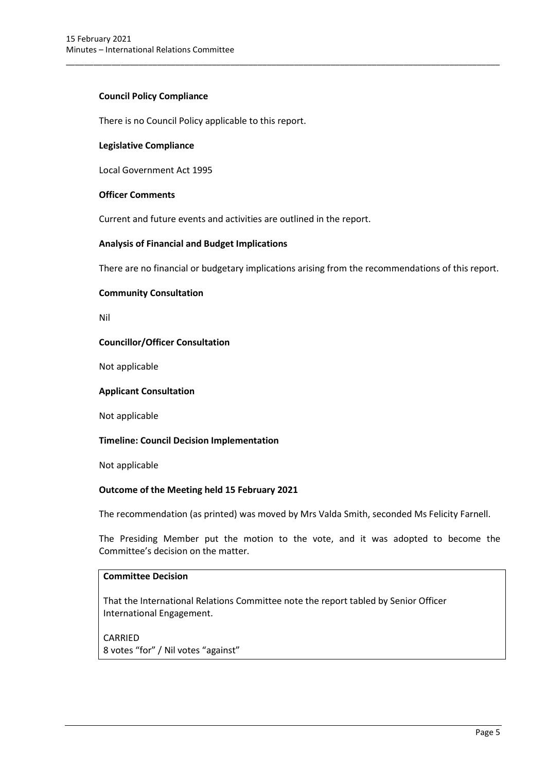**Council Policy Compliance**

There is no Council Policy applicable to this report.

**Legislative Compliance**

Local Government Act 1995

**Officer Comments**

Current and future events and activities are outlined in the report.

**Analysis of Financial and Budget Implications**

There are no financial or budgetary implications arising from the recommendations of this report.

**Community Consultation**

Nil

**Councillor/Officer Consultation**

Not applicable

**Applicant Consultation**

Not applicable

**Timeline: Council Decision Implementation**

Not applicable

**Outcome of the Meeting held 15 February 2021**

The recommendation (as printed) was moved by Mrs Valda Smith, seconded Ms Felicity Farnell.

The Presiding Member put the motion to the vote, and it was adopted to become the Committee's decision on the matter.

**Committee Decision**

That the International Relations Committee note the report tabled by Senior Officer International Engagement.

CARRIED
8 votes "for" / Nil votes "against"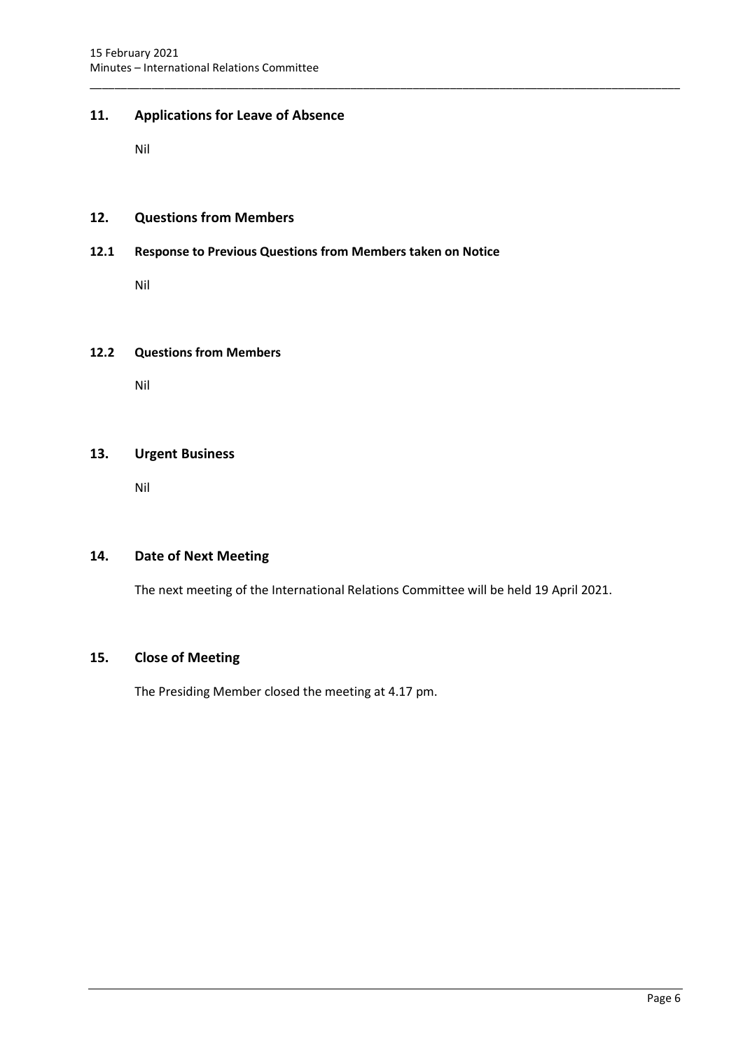## 11. Applications for Leave of Absence

Nil

## 12. Questions from Members

### 12.1 Response to Previous Questions from Members taken on Notice

Nil

### 12.2 Questions from Members

Nil

## 13. Urgent Business

Nil

## 14. Date of Next Meeting

The next meeting of the International Relations Committee will be held 19 April 2021.

## 15. Close of Meeting

The Presiding Member closed the meeting at 4.17 pm.